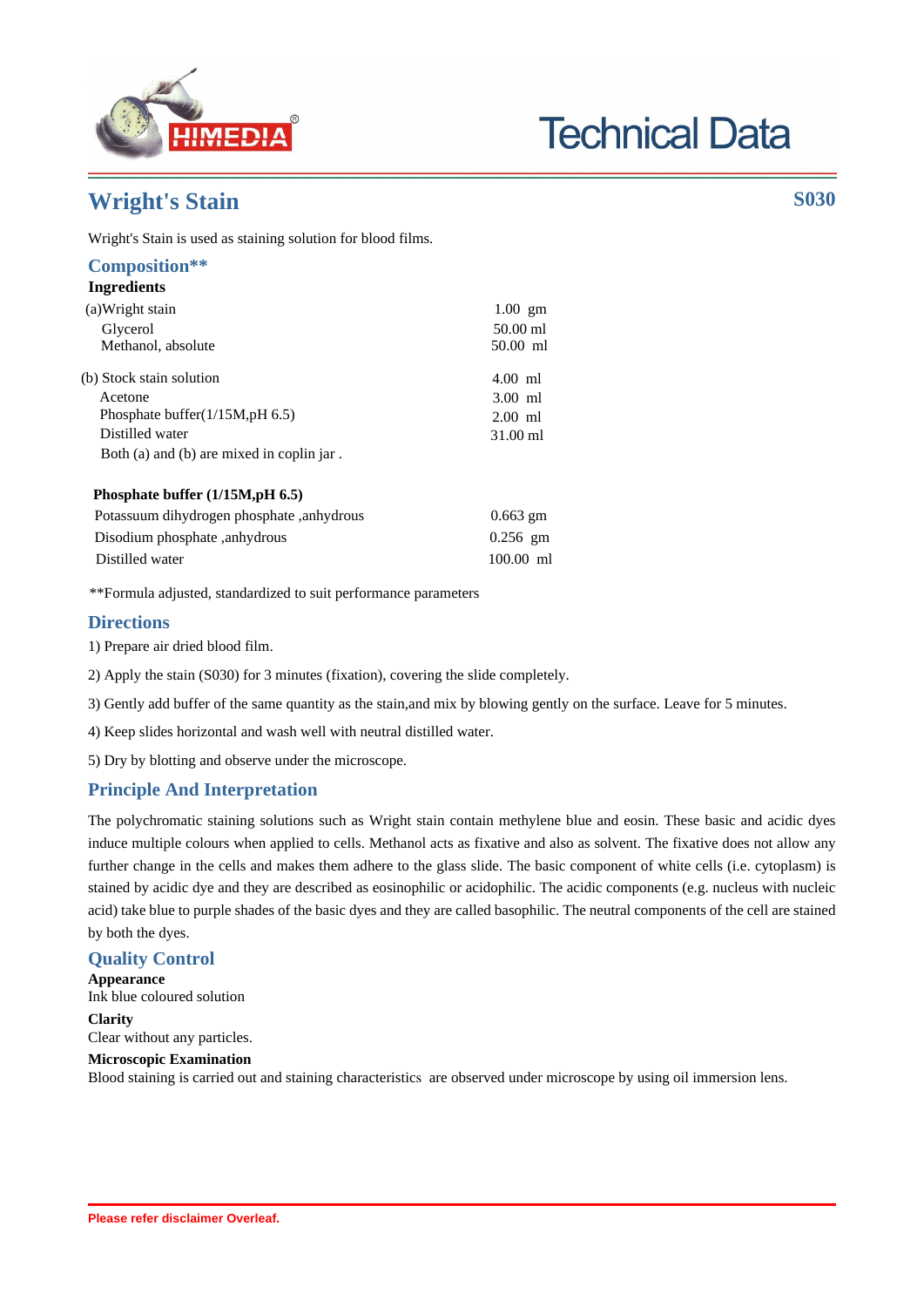# Technical Data

## Wright's Stain

**S030**

Wright's Stain is used as staining solution for blood films.

### Composition**

**Ingredients**

| | |
|---|---|
| (a)Wright stain | 1.00 gm |
| Glycerol | 50.00 ml |
| Methanol, absolute | 50.00 ml |
| (b) Stock stain solution | 4.00 ml |
| Acetone | 3.00 ml |
| Phosphate buffer(1/15M,pH 6.5) | 2.00 ml |
| Distilled water | 31.00 ml |
| Both (a) and (b) are mixed in coplin jar . | |

**Phosphate buffer (1/15M,pH 6.5)**

| | |
|---|---|
| Potassuum dihydrogen phosphate ,anhydrous | 0.663 gm |
| Disodium phosphate ,anhydrous | 0.256 gm |
| Distilled water | 100.00 ml |

**Formula adjusted, standardized to suit performance parameters

### Directions

1) Prepare air dried blood film.

2) Apply the stain (S030) for 3 minutes (fixation), covering the slide completely.

3) Gently add buffer of the same quantity as the stain,and mix by blowing gently on the surface. Leave for 5 minutes.

4) Keep slides horizontal and wash well with neutral distilled water.

5) Dry by blotting and observe under the microscope.

### Principle And Interpretation

The polychromatic staining solutions such as Wright stain contain methylene blue and eosin. These basic and acidic dyes induce multiple colours when applied to cells. Methanol acts as fixative and also as solvent. The fixative does not allow any further change in the cells and makes them adhere to the glass slide. The basic component of white cells (i.e. cytoplasm) is stained by acidic dye and they are described as eosinophilic or acidophilic. The acidic components (e.g. nucleus with nucleic acid) take blue to purple shades of the basic dyes and they are called basophilic. The neutral components of the cell are stained by both the dyes.

### Quality Control

**Appearance**

Ink blue coloured solution

**Clarity**

Clear without any particles.

**Microscopic Examination**

Blood staining is carried out and staining characteristics are observed under microscope by using oil immersion lens.

Please refer disclaimer Overleaf.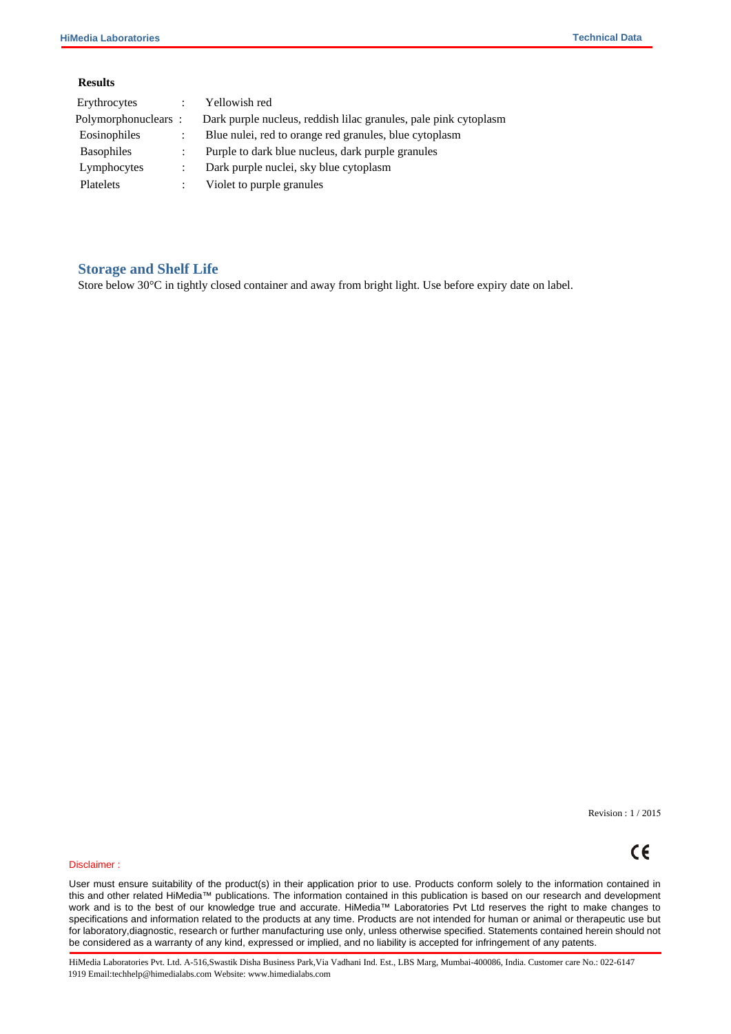**Results**

| | | |
|---|---|---|
| Erythrocytes | : | Yellowish red |
| Polymorphonuclears | : | Dark purple nucleus, reddish lilac granules, pale pink cytoplasm |
| Eosinophiles | : | Blue nulei, red to orange red granules, blue cytoplasm |
| Basophiles | : | Purple to dark blue nucleus, dark purple granules |
| Lymphocytes | : | Dark purple nuclei, sky blue cytoplasm |
| Platelets | : | Violet to purple granules |

## Storage and Shelf Life

Store below 30°C in tightly closed container and away from bright light. Use before expiry date on label.

Revision : 1 / 2015

Disclaimer :

User must ensure suitability of the product(s) in their application prior to use. Products conform solely to the information contained in this and other related HiMedia™ publications. The information contained in this publication is based on our research and development work and is to the best of our knowledge true and accurate. HiMedia™ Laboratories Pvt Ltd reserves the right to make changes to specifications and information related to the products at any time. Products are not intended for human or animal or therapeutic use but for laboratory,diagnostic, research or further manufacturing use only, unless otherwise specified. Statements contained herein should not be considered as a warranty of any kind, expressed or implied, and no liability is accepted for infringement of any patents.

HiMedia Laboratories Pvt. Ltd. A-516,Swastik Disha Business Park,Via Vadhani Ind. Est., LBS Marg, Mumbai-400086, India. Customer care No.: 022-6147 1919 Email:techhelp@himedialabs.com Website: www.himedialabs.com